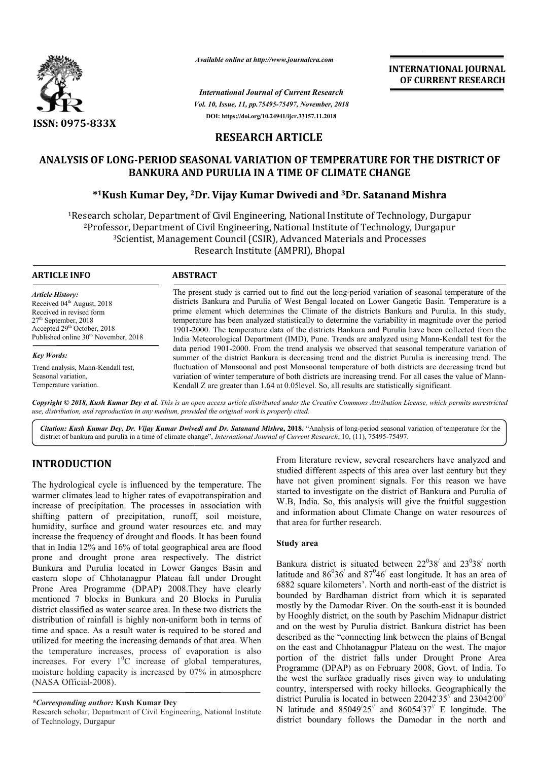ISSN: 0975-833X

*Available online at http://www.journalcra.com*

*International Journal of Current Research*
*Vol. 10, Issue, 11, pp.75495-75497, November, 2018*
DOI: https://doi.org/10.24941/ijcr.33157.11.2018

**INTERNATIONAL JOURNAL OF CURRENT RESEARCH**

## RESEARCH ARTICLE

# ANALYSIS OF LONG-PERIOD SEASONAL VARIATION OF TEMPERATURE FOR THE DISTRICT OF BANKURA AND PURULIA IN A TIME OF CLIMATE CHANGE

**\*[1]Kush Kumar Dey, [2]Dr. Vijay Kumar Dwivedi and [3]Dr. Satanand Mishra**

[1]Research scholar, Department of Civil Engineering, National Institute of Technology, Durgapur
[2]Professor, Department of Civil Engineering, National Institute of Technology, Durgapur
[3]Scientist, Management Council (CSIR), Advanced Materials and Processes Research Institute (AMPRI), Bhopal

**ARTICLE INFO**

*Article History:*
Received 04th August, 2018
Received in revised form 27th September, 2018
Accepted 29th October, 2018
Published online 30th November, 2018

*Key Words:*
Trend analysis, Mann-Kendall test, Seasonal variation, Temperature variation.

**ABSTRACT**

The present study is carried out to find out the long-period variation of seasonal temperature of the districts Bankura and Purulia of West Bengal located on Lower Gangetic Basin. Temperature is a prime element which determines the Climate of the districts Bankura and Purulia. In this study, temperature has been analyzed statistically to determine the variability in magnitude over the period 1901-2000. The temperature data of the districts Bankura and Purulia have been collected from the India Meteorological Department (IMD), Pune. Trends are analyzed using Mann-Kendall test for the data period 1901-2000. From the trend analysis we observed that seasonal temperature variation of summer of the district Bankura is decreasing trend and the district Purulia is increasing trend. The fluctuation of Monsoonal and post Monsoonal temperature of both districts are decreasing trend but variation of winter temperature of both districts are increasing trend. For all cases the value of Mann-Kendall Z are greater than 1.64 at 0.05level. So, all results are statistically significant.

*Copyright © 2018, Kush Kumar Dey et al. This is an open access article distributed under the Creative Commons Attribution License, which permits unrestricted use, distribution, and reproduction in any medium, provided the original work is properly cited.*

*Citation: Kush Kumar Dey, Dr. Vijay Kumar Dwivedi and Dr. Satanand Mishra, 2018.* "Analysis of long-period seasonal variation of temperature for the district of bankura and purulia in a time of climate change", *International Journal of Current Research*, 10, (11), 75495-75497.

## INTRODUCTION

The hydrological cycle is influenced by the temperature. The warmer climates lead to higher rates of evapotranspiration and increase of precipitation. The processes in association with shifting pattern of precipitation, runoff, soil moisture, humidity, surface and ground water resources etc. and may increase the frequency of drought and floods. It has been found that in India 12% and 16% of total geographical area are flood prone and drought prone area respectively. The district Bunkura and Purulia located in Lower Ganges Basin and eastern slope of Chhotanagpur Plateau fall under Drought Prone Area Programme (DPAP) 2008.They have clearly mentioned 7 blocks in Bunkura and 20 Blocks in Purulia district classified as water scarce area. In these two districts the distribution of rainfall is highly non-uniform both in terms of time and space. As a result water is required to be stored and utilized for meeting the increasing demands of that area. When the temperature increases, process of evaporation is also increases. For every $1^0$C increase of global temperatures, moisture holding capacity is increased by 07% in atmosphere (NASA Official-2008).

From literature review, several researchers have analyzed and studied different aspects of this area over last century but they have not given prominent signals. For this reason we have started to investigate on the district of Bankura and Purulia of W.B, India. So, this analysis will give the fruitful suggestion and information about Climate Change on water resources of that area for further research.

### Study area

Bankura district is situated between $22^0 38^/$ and $23^0 38^/$ north latitude and $86^0 36^/$ and $87^0 46^/$ east longitude. It has an area of 6882 square kilometers'. North and north-east of the district is bounded by Bardhaman district from which it is separated mostly by the Damodar River. On the south-east it is bounded by Hooghly district, on the south by Paschim Midnapur district and on the west by Purulia district. Bankura district has been described as the "connecting link between the plains of Bengal on the east and Chhotanagpur Plateau on the west. The major portion of the district falls under Drought Prone Area Programme (DPAP) as on February 2008, Govt. of India. To the west the surface gradually rises given way to undulating country, interspersed with rocky hillocks. Geographically the district Purulia is located in between $22042^/35^{//}$ and $23042^/00^{//}$ N latitude and $85049^/25^{//}$ and $86054^/37^{//}$ E longitude. The district boundary follows the Damodar in the north and

*\*Corresponding author:* **Kush Kumar Dey**
Research scholar, Department of Civil Engineering, National Institute of Technology, Durgapur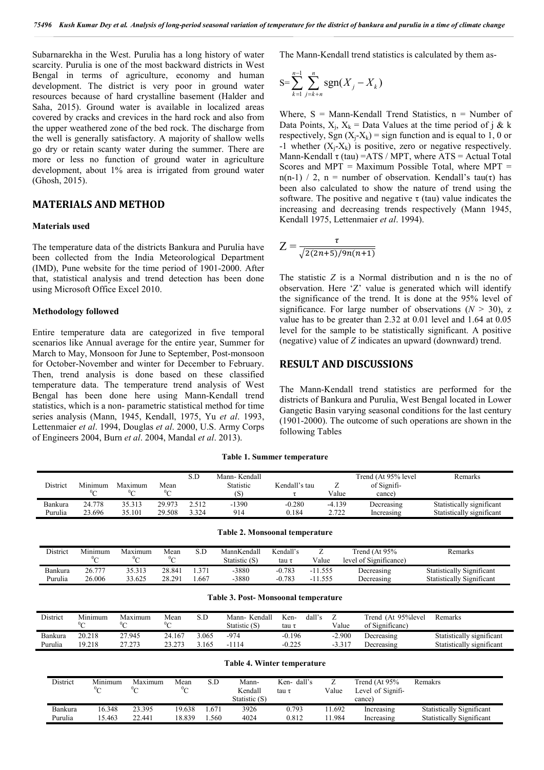Subarnarekha in the West. Purulia has a long history of water scarcity. Purulia is one of the most backward districts in West Bengal in terms of agriculture, economy and human development. The district is very poor in ground water resources because of hard crystalline basement (Halder and Saha, 2015). Ground water is available in localized areas covered by cracks and crevices in the hard rock and also from the upper weathered zone of the bed rock. The discharge from the well is generally satisfactory. A majority of shallow wells go dry or retain scanty water during the summer. There are more or less no function of ground water in agriculture development, about 1% area is irrigated from ground water (Ghosh, 2015).

## MATERIALS AND METHOD

### Materials used

The temperature data of the districts Bankura and Purulia have been collected from the India Meteorological Department (IMD), Pune website for the time period of 1901-2000. After that, statistical analysis and trend detection has been done using Microsoft Office Excel 2010.

### Methodology followed

Entire temperature data are categorized in five temporal scenarios like Annual average for the entire year, Summer for March to May, Monsoon for June to September, Post-monsoon for October-November and winter for December to February. Then, trend analysis is done based on these classified temperature data. The temperature trend analysis of West Bengal has been done here using Mann-Kendall trend statistics, which is a non- parametric statistical method for time series analysis (Mann, 1945, Kendall, 1975, Yu *et al*. 1993, Lettenmaier *et al*. 1994, Douglas *et al*. 2000, U.S. Army Corps of Engineers 2004, Burn *et al*. 2004, Mandal *et al*. 2013).

The Mann-Kendall trend statistics is calculated by them as-

$$S=\sum_{k=1}^{n-1}\sum_{j=k+n}^{n}\operatorname{sgn}(X_j - X_k)$$

Where, S = Mann-Kendall Trend Statistics, n = Number of Data Points, $X_j$, $X_k$ = Data Values at the time period of j & k respectively, Sgn ($X_j$-$X_k$) = sign function and is equal to 1, 0 or -1 whether ($X_j$-$X_k$) is positive, zero or negative respectively. Mann-Kendall τ (tau) =ATS / MPT, where ATS = Actual Total Scores and MPT = Maximum Possible Total, where MPT = n(n-1) / 2, n = number of observation. Kendall's tau(τ) has been also calculated to show the nature of trend using the software. The positive and negative τ (tau) value indicates the increasing and decreasing trends respectively (Mann 1945, Kendall 1975, Lettenmaier *et al*. 1994).

$$Z=\frac{\tau}{\sqrt{2(2n+5)/9n(n+1)}}$$

The statistic *Z* is a Normal distribution and n is the no of observation. Here 'Z' value is generated which will identify the significance of the trend. It is done at the 95% level of significance. For large number of observations (*N* > 30), z value has to be greater than 2.32 at 0.01 level and 1.64 at 0.05 level for the sample to be statistically significant. A positive (negative) value of *Z* indicates an upward (downward) trend.

## RESULT AND DISCUSSIONS

The Mann-Kendall trend statistics are performed for the districts of Bankura and Purulia, West Bengal located in Lower Gangetic Basin varying seasonal conditions for the last century (1901-2000). The outcome of such operations are shown in the following Tables

**Table 1. Summer temperature**

| District | Minimum ⁰C | Maximum ⁰C | Mean ⁰C | S.D | Mann- Kendall Statistic (S) | Kendall's tau τ | Z Value | Trend (At 95% level of Signifi-cance) | Remarks |
|---|---|---|---|---|---|---|---|---|---|
| Bankura | 24.778 | 35.313 | 29.973 | 2.512 | -1390 | -0.280 | -4.139 | Decreasing | Statistically significant |
| Purulia | 23.696 | 35.101 | 29.508 | 3.324 | 914 | 0.184 | 2.722 | Increasing | Statistically significant |

**Table 2. Monsoonal temperature**

| District | Minimum ⁰C | Maximum ⁰C | Mean ⁰C | S.D | MannKendall Statistic (S) | Kendall's tau τ | Z Value | Trend (At 95% level of Significance) | Remarks |
|---|---|---|---|---|---|---|---|---|---|
| Bankura | 26.777 | 35.313 | 28.841 | 1.371 | -3880 | -0.783 | -11.555 | Decreasing | Statistically Significant |
| Purulia | 26.006 | 33.625 | 28.291 | 1.667 | -3880 | -0.783 | -11.555 | Decreasing | Statistically Significant |

**Table 3. Post- Monsoonal temperature**

| District | Minimum ⁰C | Maximum ⁰C | Mean ⁰C | S.D | Mann- Kendall Statistic (S) | Ken- dall's tau τ | Z Value | Trend (At 95%level of Significanc) | Remarks |
|---|---|---|---|---|---|---|---|---|---|
| Bankura | 20.218 | 27.945 | 24.167 | 3.065 | -974 | -0.196 | -2.900 | Decreasing | Statistically significant |
| Purulia | 19.218 | 27.273 | 23.273 | 3.165 | -1114 | -0.225 | -3.317 | Decreasing | Statistically significant |

**Table 4. Winter temperature**

| District | Minimum ⁰C | Maximum ⁰C | Mean ⁰C | S.D | Mann- Kendall Statistic (S) | Ken- dall's tau τ | Z Value | Trend (At 95% Level of Signifi-cance) | Remakrs |
|---|---|---|---|---|---|---|---|---|---|
| Bankura | 16.348 | 23.395 | 19.638 | 1.671 | 3926 | 0.793 | 11.692 | Increasing | Statistically Significant |
| Purulia | 15.463 | 22.441 | 18.839 | 1.560 | 4024 | 0.812 | 11.984 | Increasing | Statistically Significant |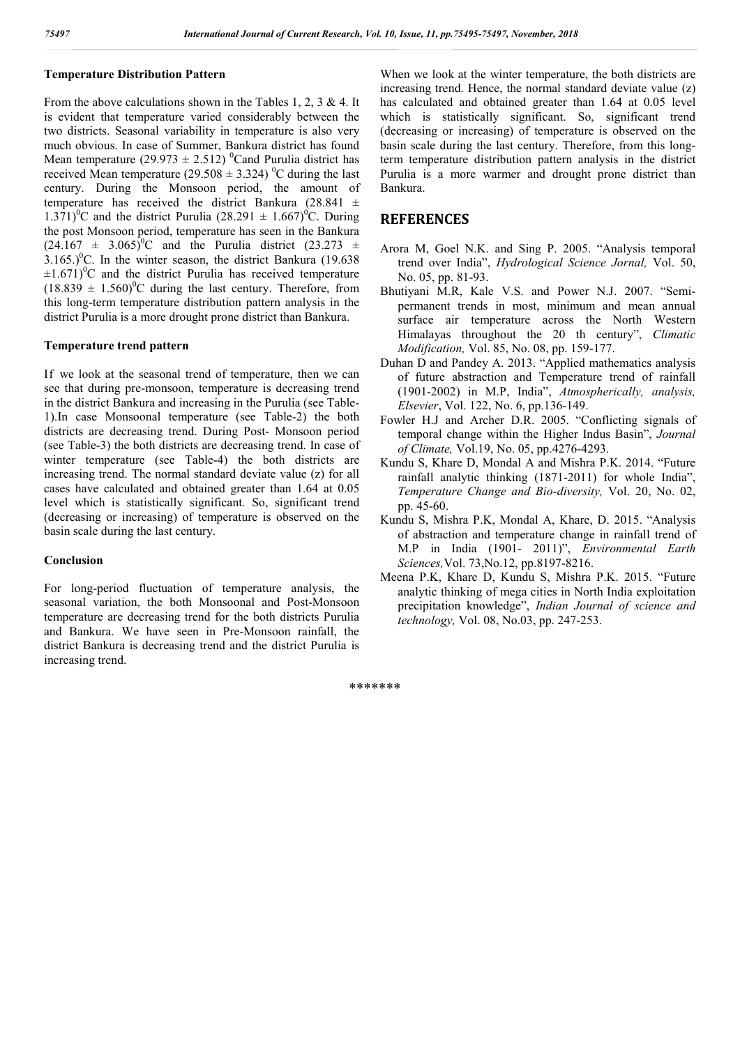### Temperature Distribution Pattern

From the above calculations shown in the Tables 1, 2, 3 & 4. It is evident that temperature varied considerably between the two districts. Seasonal variability in temperature is also very much obvious. In case of Summer, Bankura district has found Mean temperature ($29.973 \pm 2.512$) $^{0}$Cand Purulia district has received Mean temperature ($29.508 \pm 3.324$) $^{0}$C during the last century. During the Monsoon period, the amount of temperature has received the district Bankura ($28.841 \pm 1.371$)$^{0}$C and the district Purulia ($28.291 \pm 1.667$)$^{0}$C. During the post Monsoon period, temperature has seen in the Bankura ($24.167 \pm 3.065$)$^{0}$C and the Purulia district ($23.273 \pm 3.165.$)$^{0}$C. In the winter season, the district Bankura ($19.638 \pm 1.671$)$^{0}$C and the district Purulia has received temperature ($18.839 \pm 1.560$)$^{0}$C during the last century. Therefore, from this long-term temperature distribution pattern analysis in the district Purulia is a more drought prone district than Bankura.

### Temperature trend pattern

If we look at the seasonal trend of temperature, then we can see that during pre-monsoon, temperature is decreasing trend in the district Bankura and increasing in the Purulia (see Table-1).In case Monsoonal temperature (see Table-2) the both districts are decreasing trend. During Post- Monsoon period (see Table-3) the both districts are decreasing trend. In case of winter temperature (see Table-4) the both districts are increasing trend. The normal standard deviate value (z) for all cases have calculated and obtained greater than 1.64 at 0.05 level which is statistically significant. So, significant trend (decreasing or increasing) of temperature is observed on the basin scale during the last century.

### Conclusion

For long-period fluctuation of temperature analysis, the seasonal variation, the both Monsoonal and Post-Monsoon temperature are decreasing trend for the both districts Purulia and Bankura. We have seen in Pre-Monsoon rainfall, the district Bankura is decreasing trend and the district Purulia is increasing trend.

When we look at the winter temperature, the both districts are increasing trend. Hence, the normal standard deviate value (z) has calculated and obtained greater than 1.64 at 0.05 level which is statistically significant. So, significant trend (decreasing or increasing) of temperature is observed on the basin scale during the last century. Therefore, from this long-term temperature distribution pattern analysis in the district Purulia is a more warmer and drought prone district than Bankura.

## REFERENCES

Arora M, Goel N.K. and Sing P. 2005. "Analysis temporal trend over India", *Hydrological Science Jornal,* Vol. 50, No. 05, pp. 81-93.

Bhutiyani M.R, Kale V.S. and Power N.J. 2007. "Semi-permanent trends in most, minimum and mean annual surface air temperature across the North Western Himalayas throughout the 20 th century", *Climatic Modification,* Vol. 85, No. 08, pp. 159-177.

Duhan D and Pandey A. 2013. "Applied mathematics analysis of future abstraction and Temperature trend of rainfall (1901-2002) in M.P, India", *Atmospherically, analysis, Elsevier*, Vol. 122, No. 6, pp.136-149.

Fowler H.J and Archer D.R. 2005. "Conflicting signals of temporal change within the Higher Indus Basin", *Journal of Climate,* Vol.19, No. 05, pp.4276-4293.

Kundu S, Khare D, Mondal A and Mishra P.K. 2014. "Future rainfall analytic thinking (1871-2011) for whole India", *Temperature Change and Bio-diversity,* Vol. 20, No. 02, pp. 45-60.

Kundu S, Mishra P.K, Mondal A, Khare, D. 2015. "Analysis of abstraction and temperature change in rainfall trend of M.P in India (1901- 2011)", *Environmental Earth Sciences,*Vol. 73,No.12, pp.8197-8216.

Meena P.K, Khare D, Kundu S, Mishra P.K. 2015. "Future analytic thinking of mega cities in North India exploitation precipitation knowledge", *Indian Journal of science and technology,* Vol. 08, No.03, pp. 247-253.

*******